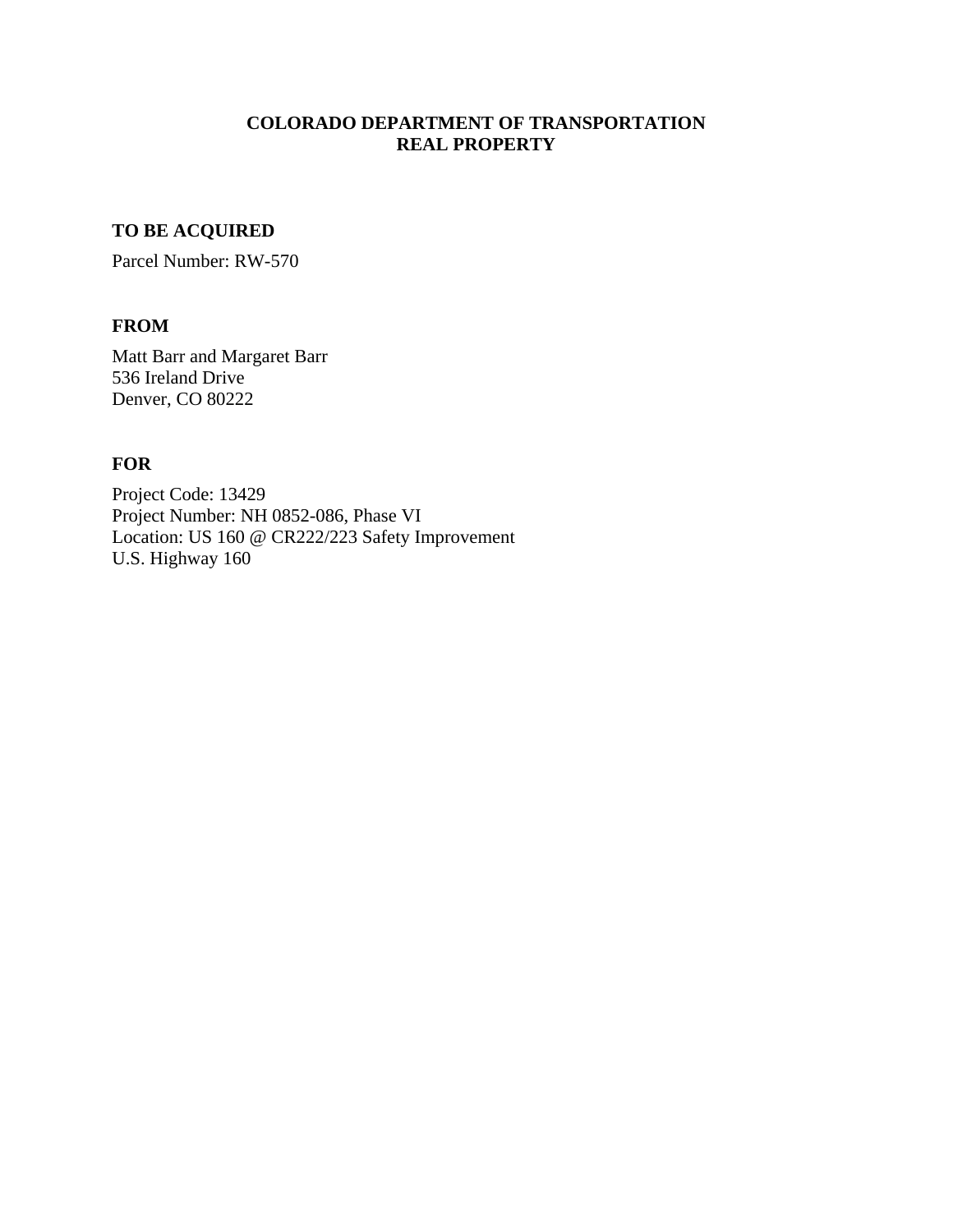# COLORADO DEPARTMENT OF TRANSPORTATION
# REAL PROPERTY

## TO BE ACQUIRED

Parcel Number: RW-570

## FROM

Matt Barr and Margaret Barr
536 Ireland Drive
Denver, CO 80222

## FOR

Project Code: 13429
Project Number: NH 0852-086, Phase VI
Location: US 160 @ CR222/223 Safety Improvement
U.S. Highway 160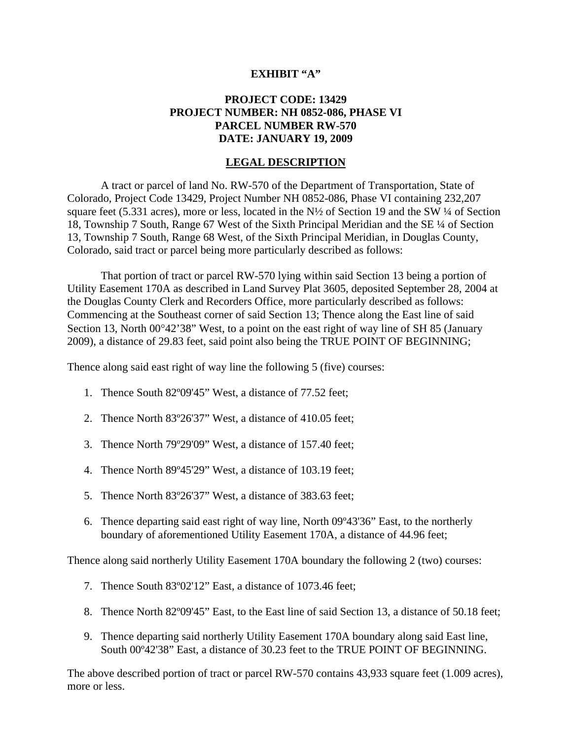**EXHIBIT "A"**

**PROJECT CODE: 13429**
**PROJECT NUMBER: NH 0852-086, PHASE VI**
**PARCEL NUMBER RW-570**
**DATE: JANUARY 19, 2009**

**LEGAL DESCRIPTION**

A tract or parcel of land No. RW-570 of the Department of Transportation, State of Colorado, Project Code 13429, Project Number NH 0852-086, Phase VI containing 232,207 square feet (5.331 acres), more or less, located in the N½ of Section 19 and the SW ¼ of Section 18, Township 7 South, Range 67 West of the Sixth Principal Meridian and the SE ¼ of Section 13, Township 7 South, Range 68 West, of the Sixth Principal Meridian, in Douglas County, Colorado, said tract or parcel being more particularly described as follows:

That portion of tract or parcel RW-570 lying within said Section 13 being a portion of Utility Easement 170A as described in Land Survey Plat 3605, deposited September 28, 2004 at the Douglas County Clerk and Recorders Office, more particularly described as follows: Commencing at the Southeast corner of said Section 13; Thence along the East line of said Section 13, North 00°42'38" West, to a point on the east right of way line of SH 85 (January 2009), a distance of 29.83 feet, said point also being the TRUE POINT OF BEGINNING;

Thence along said east right of way line the following 5 (five) courses:

1. Thence South 82º09'45" West, a distance of 77.52 feet;
2. Thence North 83º26'37" West, a distance of 410.05 feet;
3. Thence North 79º29'09" West, a distance of 157.40 feet;
4. Thence North 89º45'29" West, a distance of 103.19 feet;
5. Thence North 83º26'37" West, a distance of 383.63 feet;
6. Thence departing said east right of way line, North 09º43'36" East, to the northerly boundary of aforementioned Utility Easement 170A, a distance of 44.96 feet;

Thence along said northerly Utility Easement 170A boundary the following 2 (two) courses:

7. Thence South 83º02'12" East, a distance of 1073.46 feet;
8. Thence North 82º09'45" East, to the East line of said Section 13, a distance of 50.18 feet;
9. Thence departing said northerly Utility Easement 170A boundary along said East line, South 00º42'38" East, a distance of 30.23 feet to the TRUE POINT OF BEGINNING.

The above described portion of tract or parcel RW-570 contains 43,933 square feet (1.009 acres), more or less.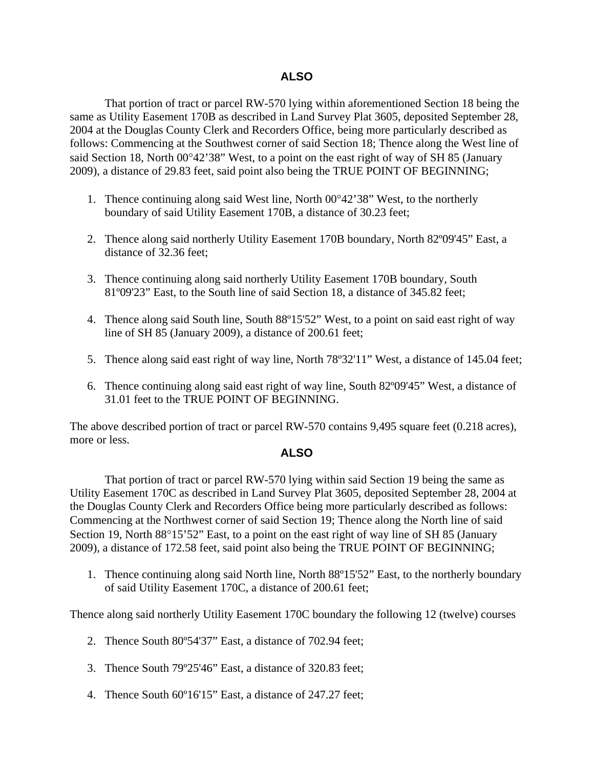**ALSO**

That portion of tract or parcel RW-570 lying within aforementioned Section 18 being the same as Utility Easement 170B as described in Land Survey Plat 3605, deposited September 28, 2004 at the Douglas County Clerk and Recorders Office, being more particularly described as follows: Commencing at the Southwest corner of said Section 18; Thence along the West line of said Section 18, North 00°42’38” West, to a point on the east right of way of SH 85 (January 2009), a distance of 29.83 feet, said point also being the TRUE POINT OF BEGINNING;

1. Thence continuing along said West line, North 00°42’38” West, to the northerly boundary of said Utility Easement 170B, a distance of 30.23 feet;

2. Thence along said northerly Utility Easement 170B boundary, North 82º09'45” East, a distance of 32.36 feet;

3. Thence continuing along said northerly Utility Easement 170B boundary, South 81º09'23” East, to the South line of said Section 18, a distance of 345.82 feet;

4. Thence along said South line, South 88º15'52” West, to a point on said east right of way line of SH 85 (January 2009), a distance of 200.61 feet;

5. Thence along said east right of way line, North 78º32'11” West, a distance of 145.04 feet;

6. Thence continuing along said east right of way line, South 82º09'45” West, a distance of 31.01 feet to the TRUE POINT OF BEGINNING.

The above described portion of tract or parcel RW-570 contains 9,495 square feet (0.218 acres), more or less.

**ALSO**

That portion of tract or parcel RW-570 lying within said Section 19 being the same as Utility Easement 170C as described in Land Survey Plat 3605, deposited September 28, 2004 at the Douglas County Clerk and Recorders Office being more particularly described as follows: Commencing at the Northwest corner of said Section 19; Thence along the North line of said Section 19, North 88°15’52” East, to a point on the east right of way line of SH 85 (January 2009), a distance of 172.58 feet, said point also being the TRUE POINT OF BEGINNING;

1. Thence continuing along said North line, North 88º15'52” East, to the northerly boundary of said Utility Easement 170C, a distance of 200.61 feet;

Thence along said northerly Utility Easement 170C boundary the following 12 (twelve) courses

2. Thence South 80º54'37” East, a distance of 702.94 feet;

3. Thence South 79º25'46” East, a distance of 320.83 feet;

4. Thence South 60º16'15” East, a distance of 247.27 feet;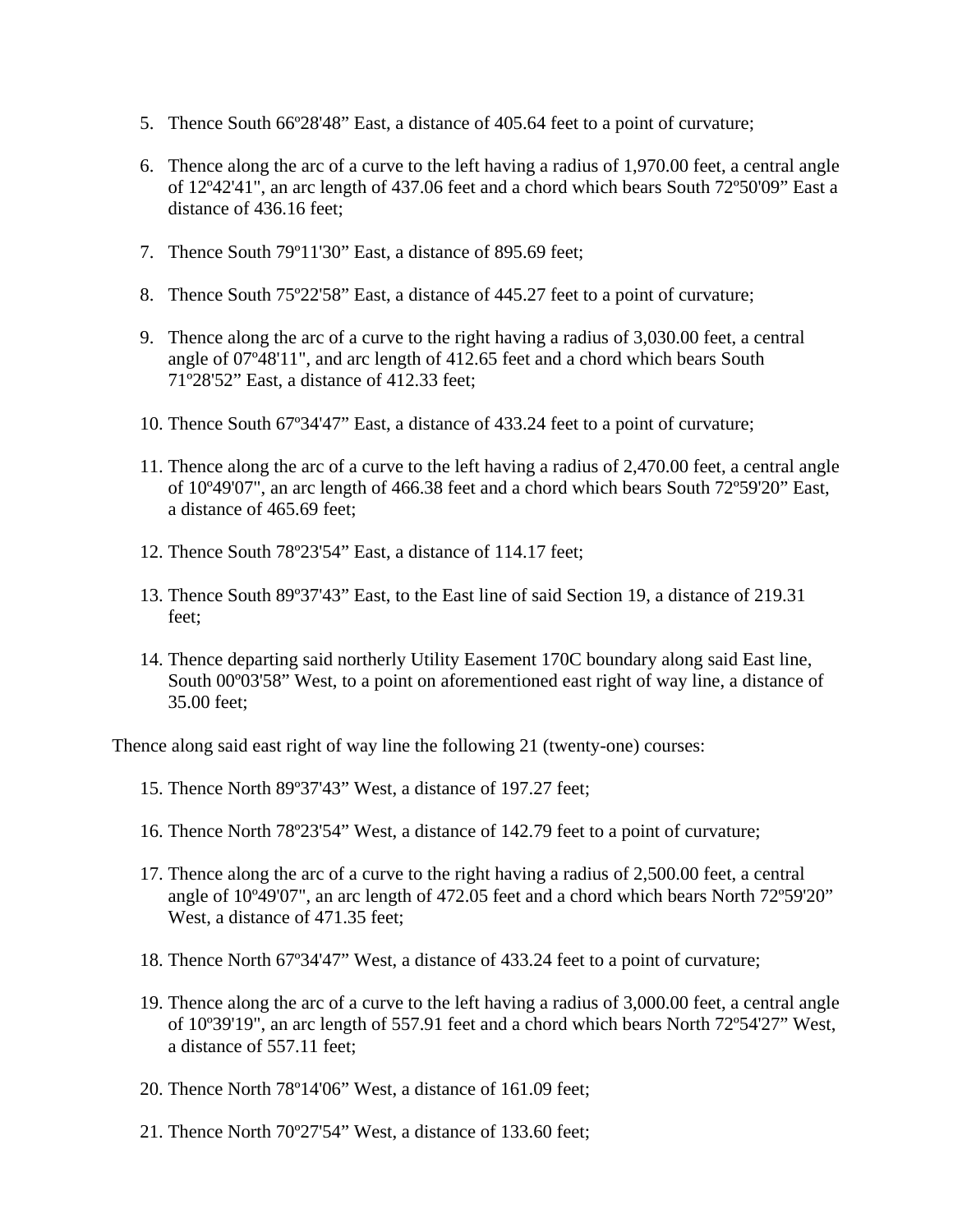5. Thence South 66º28'48" East, a distance of 405.64 feet to a point of curvature;

6. Thence along the arc of a curve to the left having a radius of 1,970.00 feet, a central angle of 12º42'41", an arc length of 437.06 feet and a chord which bears South 72º50'09" East a distance of 436.16 feet;

7. Thence South 79º11'30" East, a distance of 895.69 feet;

8. Thence South 75º22'58" East, a distance of 445.27 feet to a point of curvature;

9. Thence along the arc of a curve to the right having a radius of 3,030.00 feet, a central angle of 07º48'11", and arc length of 412.65 feet and a chord which bears South 71º28'52" East, a distance of 412.33 feet;

10. Thence South 67º34'47" East, a distance of 433.24 feet to a point of curvature;

11. Thence along the arc of a curve to the left having a radius of 2,470.00 feet, a central angle of 10º49'07", an arc length of 466.38 feet and a chord which bears South 72º59'20" East, a distance of 465.69 feet;

12. Thence South 78º23'54" East, a distance of 114.17 feet;

13. Thence South 89º37'43" East, to the East line of said Section 19, a distance of 219.31 feet;

14. Thence departing said northerly Utility Easement 170C boundary along said East line, South 00º03'58" West, to a point on aforementioned east right of way line, a distance of 35.00 feet;

Thence along said east right of way line the following 21 (twenty-one) courses:

15. Thence North 89º37'43" West, a distance of 197.27 feet;

16. Thence North 78º23'54" West, a distance of 142.79 feet to a point of curvature;

17. Thence along the arc of a curve to the right having a radius of 2,500.00 feet, a central angle of 10º49'07", an arc length of 472.05 feet and a chord which bears North 72º59'20" West, a distance of 471.35 feet;

18. Thence North 67º34'47" West, a distance of 433.24 feet to a point of curvature;

19. Thence along the arc of a curve to the left having a radius of 3,000.00 feet, a central angle of 10º39'19", an arc length of 557.91 feet and a chord which bears North 72º54'27" West, a distance of 557.11 feet;

20. Thence North 78º14'06" West, a distance of 161.09 feet;

21. Thence North 70º27'54" West, a distance of 133.60 feet;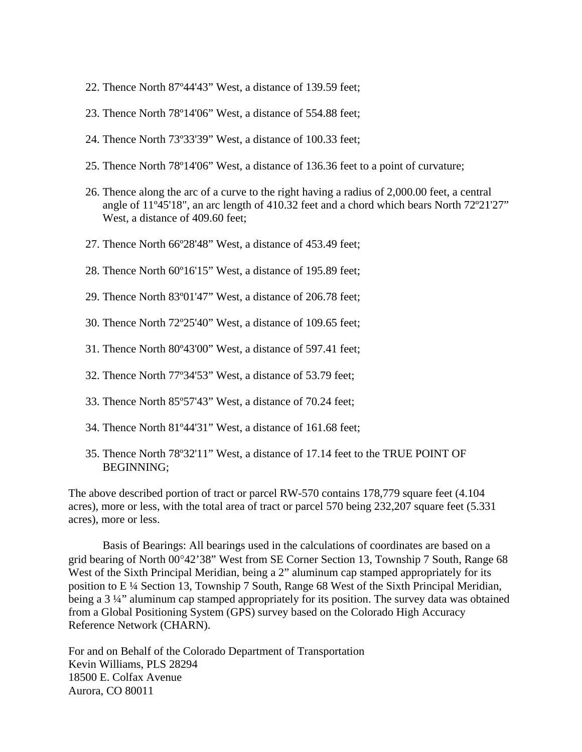22. Thence North 87º44'43” West, a distance of 139.59 feet;

23. Thence North 78º14'06” West, a distance of 554.88 feet;

24. Thence North 73º33'39” West, a distance of 100.33 feet;

25. Thence North 78º14'06” West, a distance of 136.36 feet to a point of curvature;

26. Thence along the arc of a curve to the right having a radius of 2,000.00 feet, a central angle of 11º45'18", an arc length of 410.32 feet and a chord which bears North 72º21'27” West, a distance of 409.60 feet;

27. Thence North 66º28'48” West, a distance of 453.49 feet;

28. Thence North 60º16'15” West, a distance of 195.89 feet;

29. Thence North 83º01'47” West, a distance of 206.78 feet;

30. Thence North 72º25'40” West, a distance of 109.65 feet;

31. Thence North 80º43'00” West, a distance of 597.41 feet;

32. Thence North 77º34'53” West, a distance of 53.79 feet;

33. Thence North 85º57'43” West, a distance of 70.24 feet;

34. Thence North 81º44'31” West, a distance of 161.68 feet;

35. Thence North 78º32'11” West, a distance of 17.14 feet to the TRUE POINT OF BEGINNING;

The above described portion of tract or parcel RW-570 contains 178,779 square feet (4.104 acres), more or less, with the total area of tract or parcel 570 being 232,207 square feet (5.331 acres), more or less.

Basis of Bearings: All bearings used in the calculations of coordinates are based on a grid bearing of North 00°42’38” West from SE Corner Section 13, Township 7 South, Range 68 West of the Sixth Principal Meridian, being a 2” aluminum cap stamped appropriately for its position to E ¼ Section 13, Township 7 South, Range 68 West of the Sixth Principal Meridian, being a 3 ¼” aluminum cap stamped appropriately for its position. The survey data was obtained from a Global Positioning System (GPS) survey based on the Colorado High Accuracy Reference Network (CHARN).

For and on Behalf of the Colorado Department of Transportation
Kevin Williams, PLS 28294
18500 E. Colfax Avenue
Aurora, CO 80011